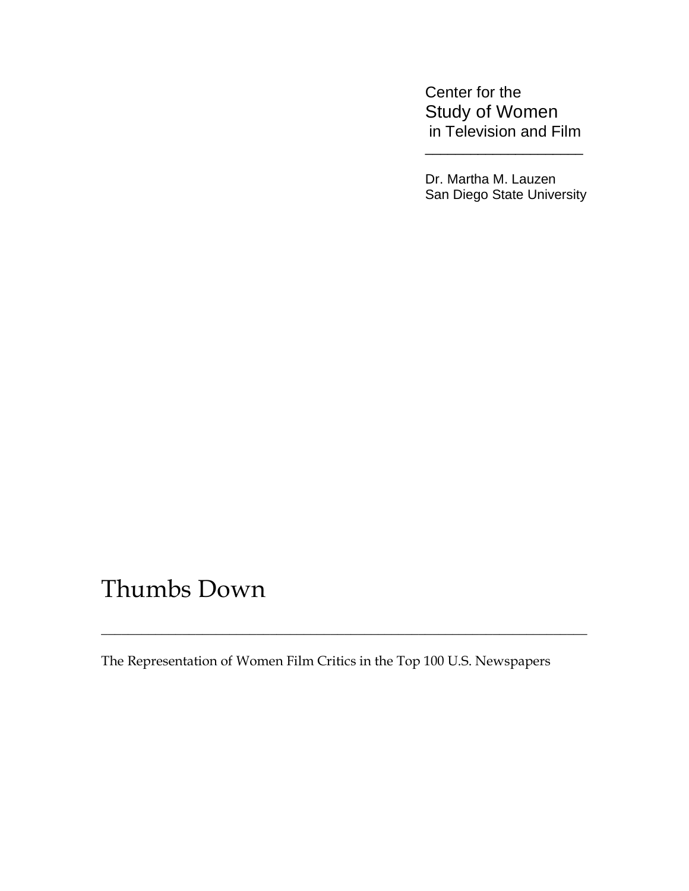Center for the
Study of Women
in Television and Film

---

Dr. Martha M. Lauzen
San Diego State University

# Thumbs Down

---

The Representation of Women Film Critics in the Top 100 U.S. Newspapers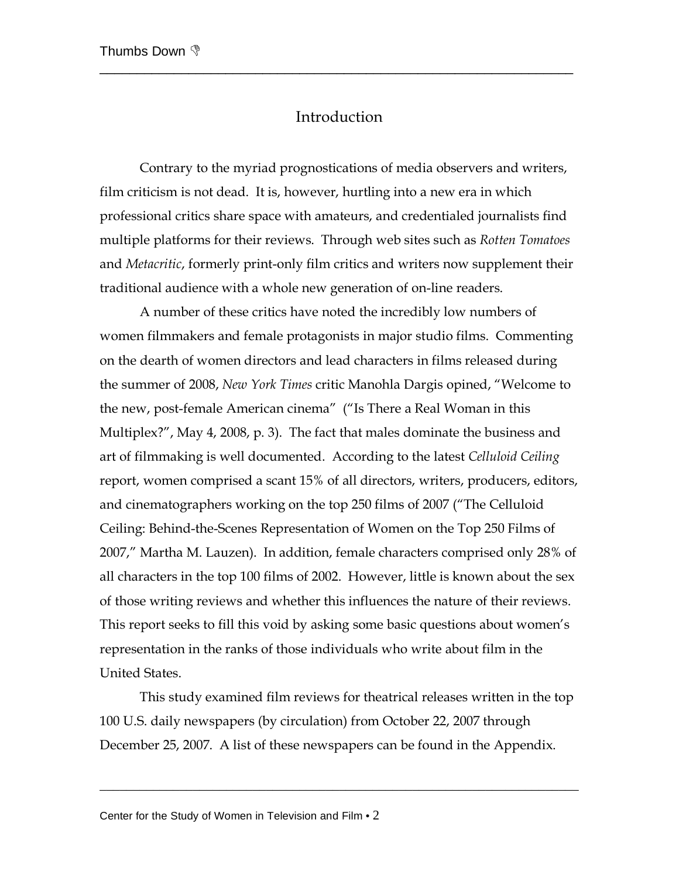## Introduction

Contrary to the myriad prognostications of media observers and writers, film criticism is not dead. It is, however, hurtling into a new era in which professional critics share space with amateurs, and credentialed journalists find multiple platforms for their reviews. Through web sites such as *Rotten Tomatoes* and *Metacritic*, formerly print-only film critics and writers now supplement their traditional audience with a whole new generation of on-line readers.

A number of these critics have noted the incredibly low numbers of women filmmakers and female protagonists in major studio films. Commenting on the dearth of women directors and lead characters in films released during the summer of 2008, *New York Times* critic Manohla Dargis opined, "Welcome to the new, post-female American cinema" ("Is There a Real Woman in this Multiplex?", May 4, 2008, p. 3). The fact that males dominate the business and art of filmmaking is well documented. According to the latest *Celluloid Ceiling* report, women comprised a scant 15% of all directors, writers, producers, editors, and cinematographers working on the top 250 films of 2007 ("The Celluloid Ceiling: Behind-the-Scenes Representation of Women on the Top 250 Films of 2007," Martha M. Lauzen). In addition, female characters comprised only 28% of all characters in the top 100 films of 2002. However, little is known about the sex of those writing reviews and whether this influences the nature of their reviews. This report seeks to fill this void by asking some basic questions about women's representation in the ranks of those individuals who write about film in the United States.

This study examined film reviews for theatrical releases written in the top 100 U.S. daily newspapers (by circulation) from October 22, 2007 through December 25, 2007. A list of these newspapers can be found in the Appendix.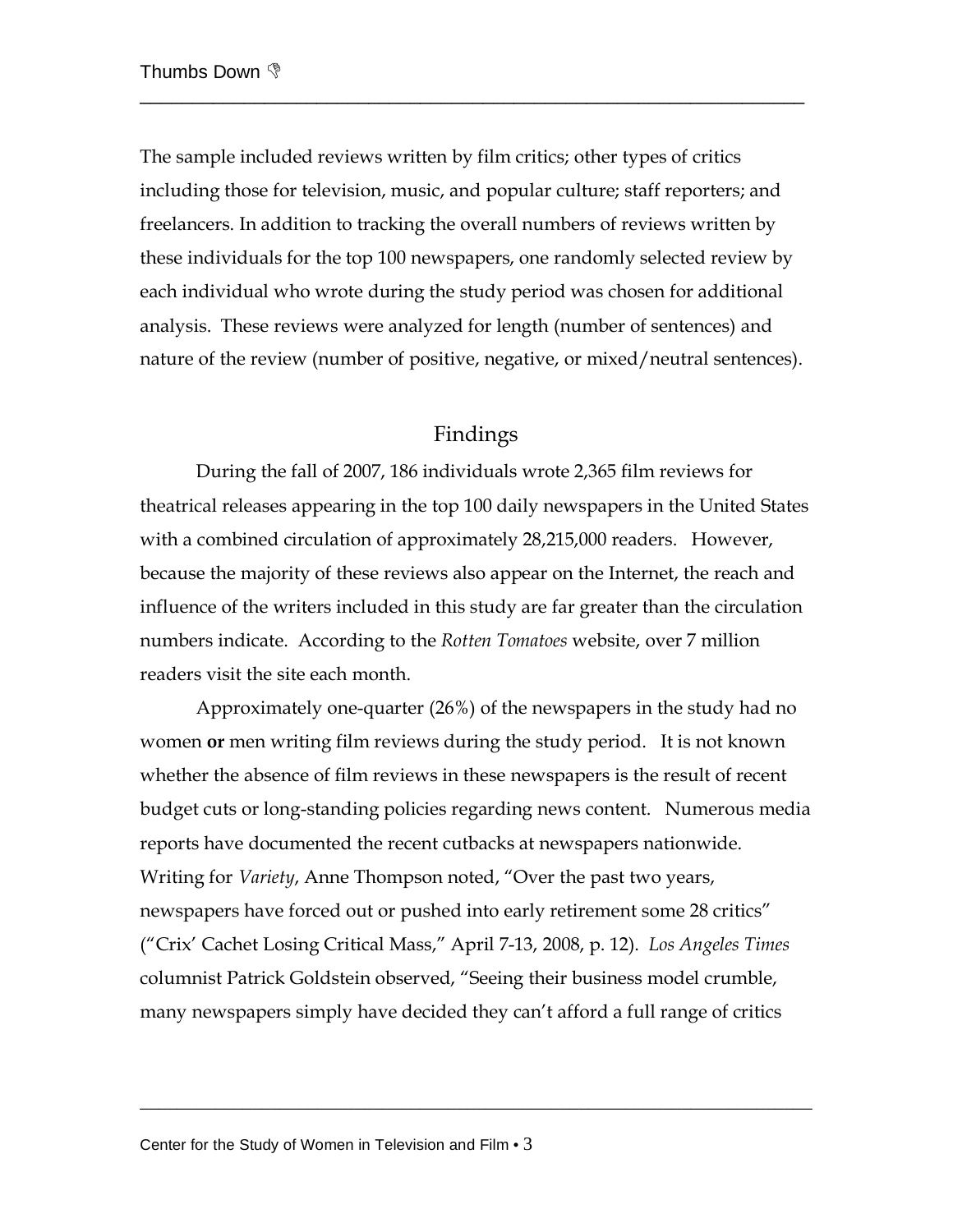The sample included reviews written by film critics; other types of critics including those for television, music, and popular culture; staff reporters; and freelancers. In addition to tracking the overall numbers of reviews written by these individuals for the top 100 newspapers, one randomly selected review by each individual who wrote during the study period was chosen for additional analysis. These reviews were analyzed for length (number of sentences) and nature of the review (number of positive, negative, or mixed/neutral sentences).

## Findings

During the fall of 2007, 186 individuals wrote 2,365 film reviews for theatrical releases appearing in the top 100 daily newspapers in the United States with a combined circulation of approximately 28,215,000 readers. However, because the majority of these reviews also appear on the Internet, the reach and influence of the writers included in this study are far greater than the circulation numbers indicate. According to the *Rotten Tomatoes* website, over 7 million readers visit the site each month.

Approximately one-quarter (26%) of the newspapers in the study had no women **or** men writing film reviews during the study period. It is not known whether the absence of film reviews in these newspapers is the result of recent budget cuts or long-standing policies regarding news content. Numerous media reports have documented the recent cutbacks at newspapers nationwide. Writing for *Variety*, Anne Thompson noted, "Over the past two years, newspapers have forced out or pushed into early retirement some 28 critics" ("Crix' Cachet Losing Critical Mass," April 7-13, 2008, p. 12). *Los Angeles Times* columnist Patrick Goldstein observed, "Seeing their business model crumble, many newspapers simply have decided they can't afford a full range of critics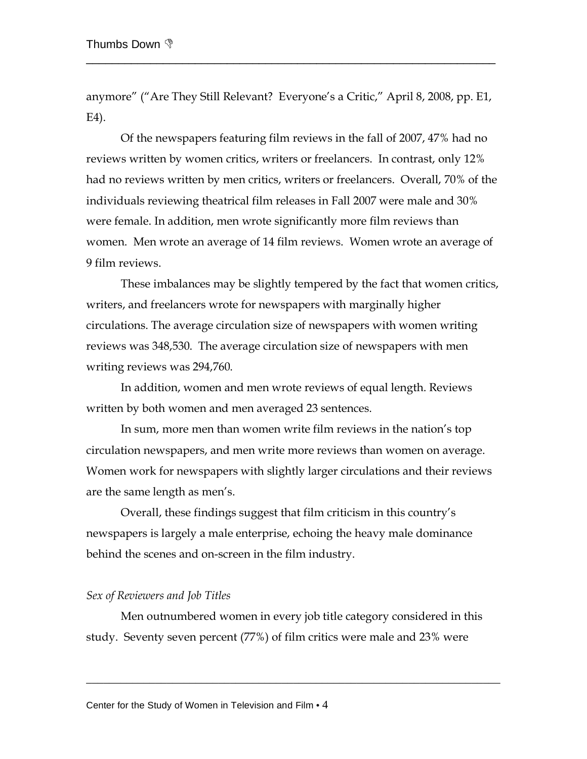anymore" ("Are They Still Relevant? Everyone's a Critic," April 8, 2008, pp. E1, E4).

Of the newspapers featuring film reviews in the fall of 2007, 47% had no reviews written by women critics, writers or freelancers. In contrast, only 12% had no reviews written by men critics, writers or freelancers. Overall, 70% of the individuals reviewing theatrical film releases in Fall 2007 were male and 30% were female. In addition, men wrote significantly more film reviews than women. Men wrote an average of 14 film reviews. Women wrote an average of 9 film reviews.

These imbalances may be slightly tempered by the fact that women critics, writers, and freelancers wrote for newspapers with marginally higher circulations. The average circulation size of newspapers with women writing reviews was 348,530. The average circulation size of newspapers with men writing reviews was 294,760.

In addition, women and men wrote reviews of equal length. Reviews written by both women and men averaged 23 sentences.

In sum, more men than women write film reviews in the nation's top circulation newspapers, and men write more reviews than women on average. Women work for newspapers with slightly larger circulations and their reviews are the same length as men's.

Overall, these findings suggest that film criticism in this country's newspapers is largely a male enterprise, echoing the heavy male dominance behind the scenes and on-screen in the film industry.

*Sex of Reviewers and Job Titles*

Men outnumbered women in every job title category considered in this study. Seventy seven percent (77%) of film critics were male and 23% were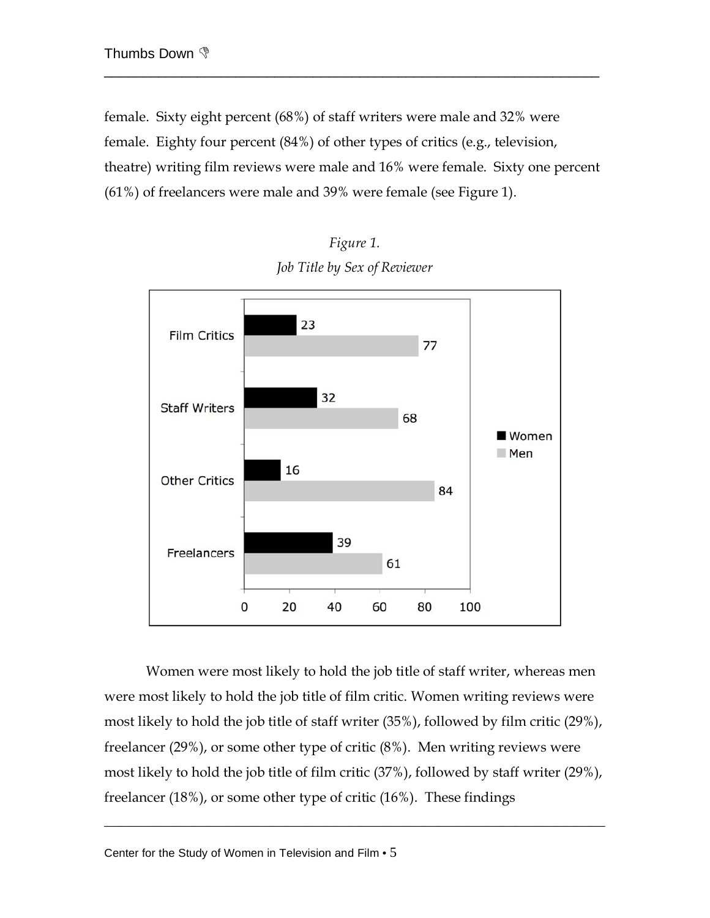female. Sixty eight percent (68%) of staff writers were male and 32% were female. Eighty four percent (84%) of other types of critics (e.g., television, theatre) writing film reviews were male and 16% were female. Sixty one percent (61%) of freelancers were male and 39% were female (see Figure 1).

*Figure 1.*
*Job Title by Sex of Reviewer*

| | Women | Men |
|---|---|---|
| Film Critics | 23 | 77 |
| Staff Writers | 32 | 68 |
| Other Critics | 16 | 84 |
| Freelancers | 39 | 61 |

Women were most likely to hold the job title of staff writer, whereas men were most likely to hold the job title of film critic. Women writing reviews were most likely to hold the job title of staff writer (35%), followed by film critic (29%), freelancer (29%), or some other type of critic (8%). Men writing reviews were most likely to hold the job title of film critic (37%), followed by staff writer (29%), freelancer (18%), or some other type of critic (16%). These findings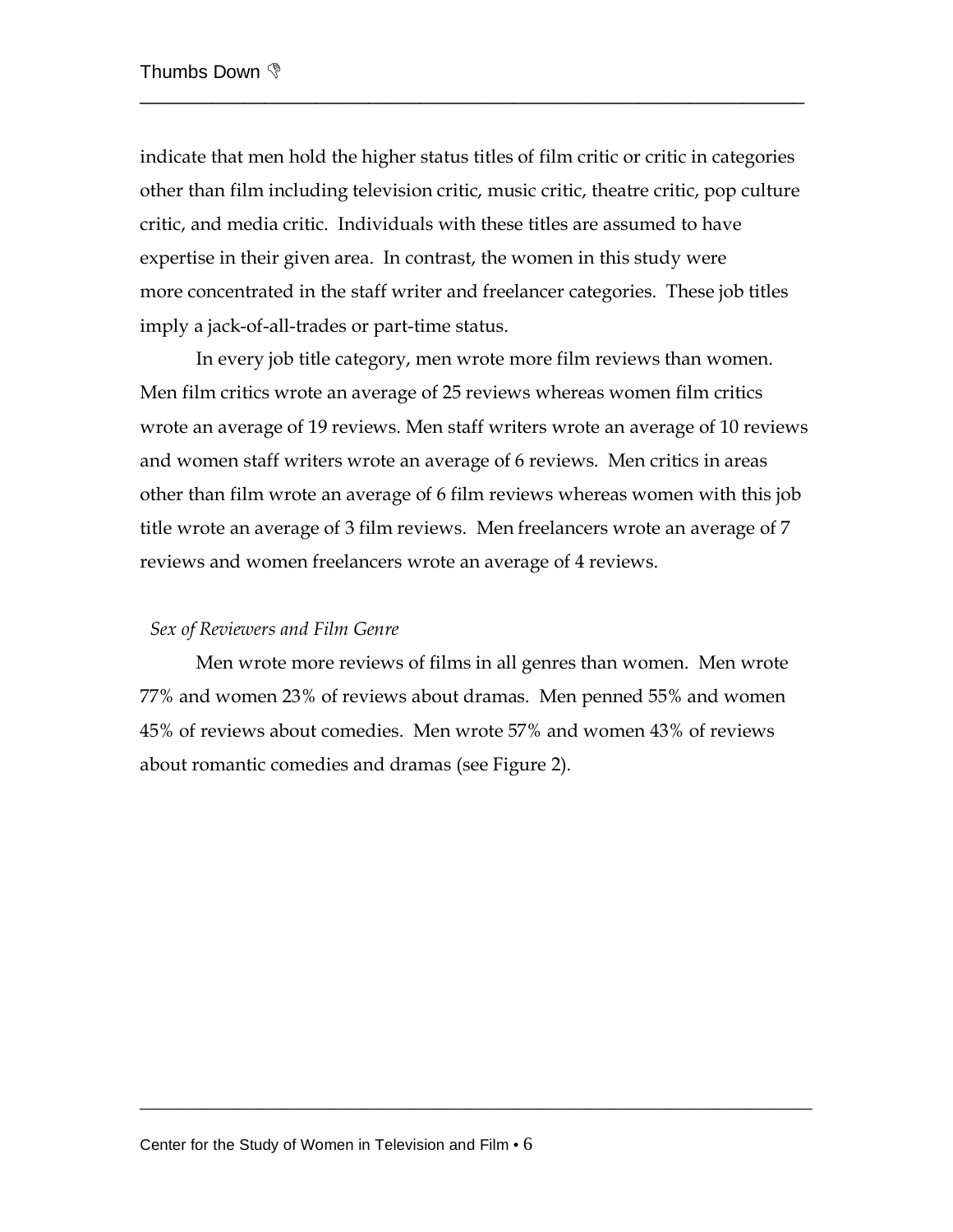indicate that men hold the higher status titles of film critic or critic in categories other than film including television critic, music critic, theatre critic, pop culture critic, and media critic. Individuals with these titles are assumed to have expertise in their given area. In contrast, the women in this study were more concentrated in the staff writer and freelancer categories. These job titles imply a jack-of-all-trades or part-time status.

In every job title category, men wrote more film reviews than women. Men film critics wrote an average of 25 reviews whereas women film critics wrote an average of 19 reviews. Men staff writers wrote an average of 10 reviews and women staff writers wrote an average of 6 reviews. Men critics in areas other than film wrote an average of 6 film reviews whereas women with this job title wrote an average of 3 film reviews. Men freelancers wrote an average of 7 reviews and women freelancers wrote an average of 4 reviews.

*Sex of Reviewers and Film Genre*

Men wrote more reviews of films in all genres than women. Men wrote 77% and women 23% of reviews about dramas. Men penned 55% and women 45% of reviews about comedies. Men wrote 57% and women 43% of reviews about romantic comedies and dramas (see Figure 2).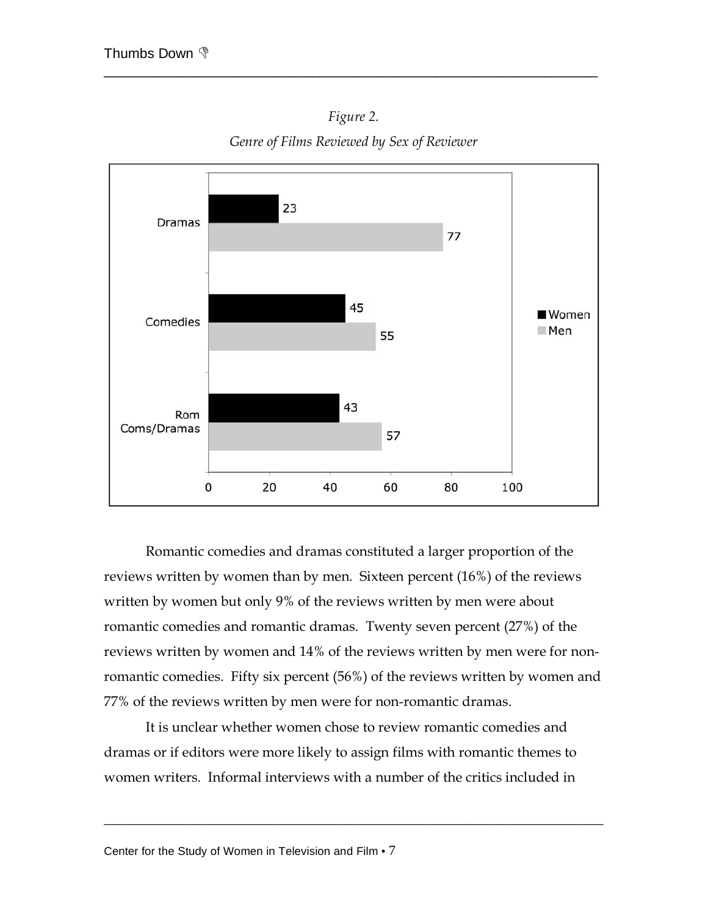*Figure 2.*

*Genre of Films Reviewed by Sex of Reviewer*

| Genre | Women | Men |
| --- | --- | --- |
| Dramas | 23 | 77 |
| Comedies | 45 | 55 |
| Rom Coms/Dramas | 43 | 57 |

Romantic comedies and dramas constituted a larger proportion of the reviews written by women than by men. Sixteen percent (16%) of the reviews written by women but only 9% of the reviews written by men were about romantic comedies and romantic dramas. Twenty seven percent (27%) of the reviews written by women and 14% of the reviews written by men were for non-romantic comedies. Fifty six percent (56%) of the reviews written by women and 77% of the reviews written by men were for non-romantic dramas.

It is unclear whether women chose to review romantic comedies and dramas or if editors were more likely to assign films with romantic themes to women writers. Informal interviews with a number of the critics included in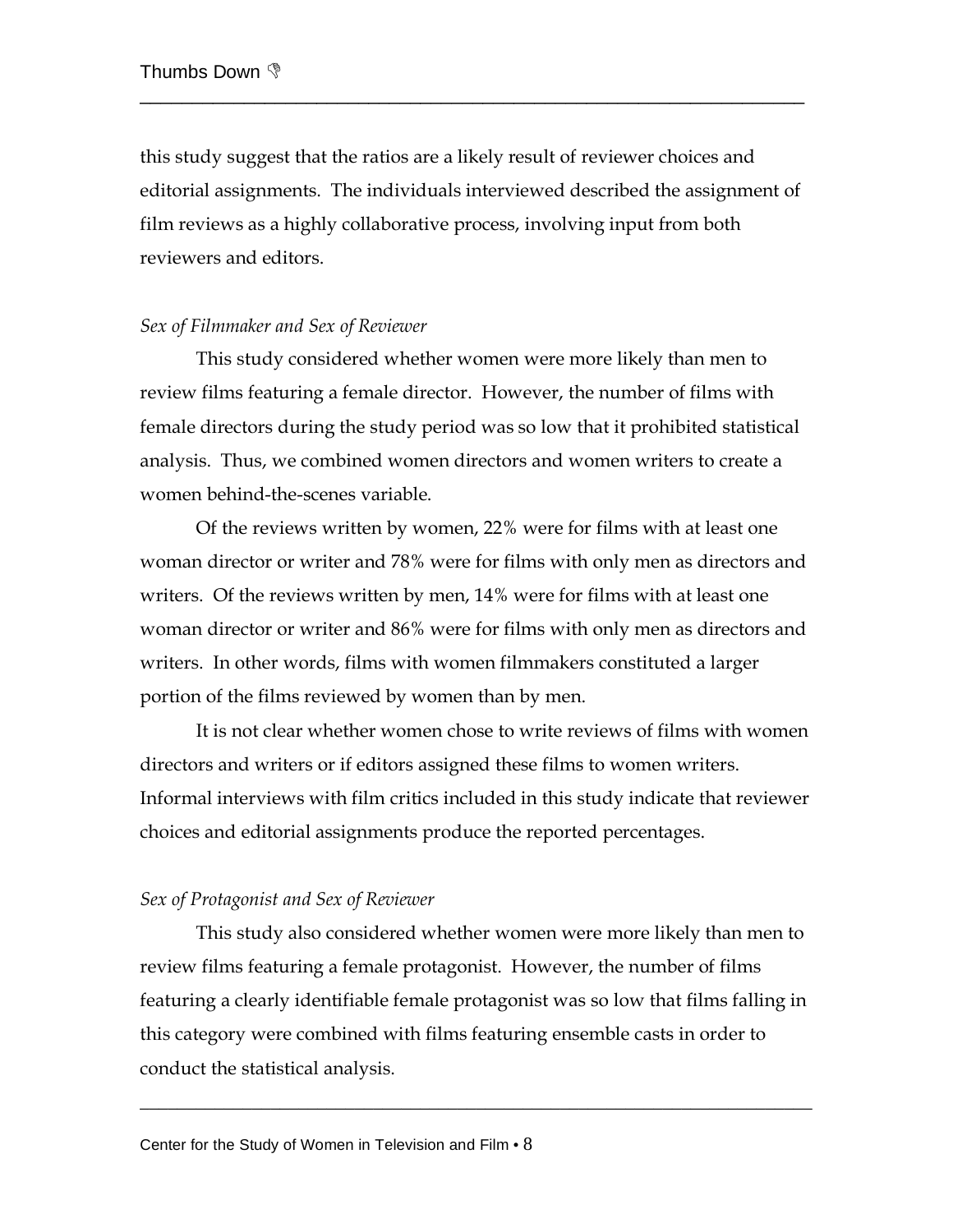this study suggest that the ratios are a likely result of reviewer choices and editorial assignments. The individuals interviewed described the assignment of film reviews as a highly collaborative process, involving input from both reviewers and editors.

### *Sex of Filmmaker and Sex of Reviewer*

This study considered whether women were more likely than men to review films featuring a female director. However, the number of films with female directors during the study period was so low that it prohibited statistical analysis. Thus, we combined women directors and women writers to create a women behind-the-scenes variable.

Of the reviews written by women, 22% were for films with at least one woman director or writer and 78% were for films with only men as directors and writers. Of the reviews written by men, 14% were for films with at least one woman director or writer and 86% were for films with only men as directors and writers. In other words, films with women filmmakers constituted a larger portion of the films reviewed by women than by men.

It is not clear whether women chose to write reviews of films with women directors and writers or if editors assigned these films to women writers. Informal interviews with film critics included in this study indicate that reviewer choices and editorial assignments produce the reported percentages.

### *Sex of Protagonist and Sex of Reviewer*

This study also considered whether women were more likely than men to review films featuring a female protagonist. However, the number of films featuring a clearly identifiable female protagonist was so low that films falling in this category were combined with films featuring ensemble casts in order to conduct the statistical analysis.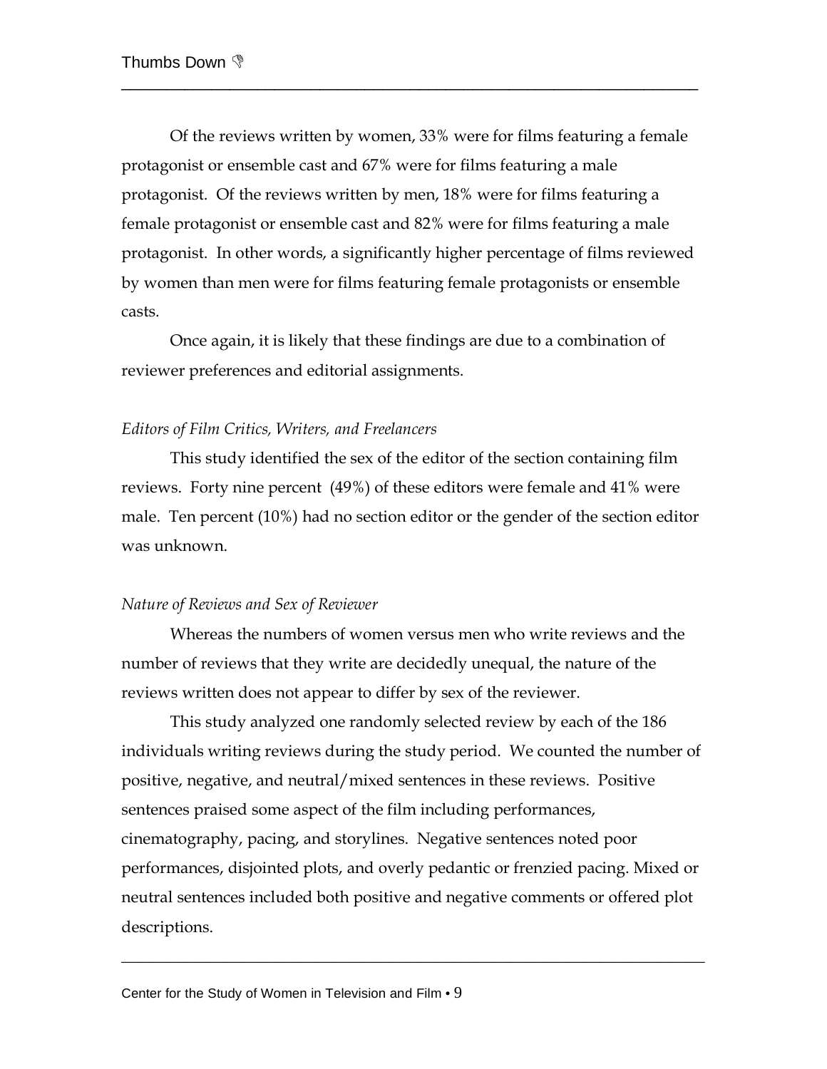Of the reviews written by women, 33% were for films featuring a female protagonist or ensemble cast and 67% were for films featuring a male protagonist. Of the reviews written by men, 18% were for films featuring a female protagonist or ensemble cast and 82% were for films featuring a male protagonist. In other words, a significantly higher percentage of films reviewed by women than men were for films featuring female protagonists or ensemble casts.

Once again, it is likely that these findings are due to a combination of reviewer preferences and editorial assignments.

*Editors of Film Critics, Writers, and Freelancers*

This study identified the sex of the editor of the section containing film reviews. Forty nine percent (49%) of these editors were female and 41% were male. Ten percent (10%) had no section editor or the gender of the section editor was unknown.

*Nature of Reviews and Sex of Reviewer*

Whereas the numbers of women versus men who write reviews and the number of reviews that they write are decidedly unequal, the nature of the reviews written does not appear to differ by sex of the reviewer.

This study analyzed one randomly selected review by each of the 186 individuals writing reviews during the study period. We counted the number of positive, negative, and neutral/mixed sentences in these reviews. Positive sentences praised some aspect of the film including performances, cinematography, pacing, and storylines. Negative sentences noted poor performances, disjointed plots, and overly pedantic or frenzied pacing. Mixed or neutral sentences included both positive and negative comments or offered plot descriptions.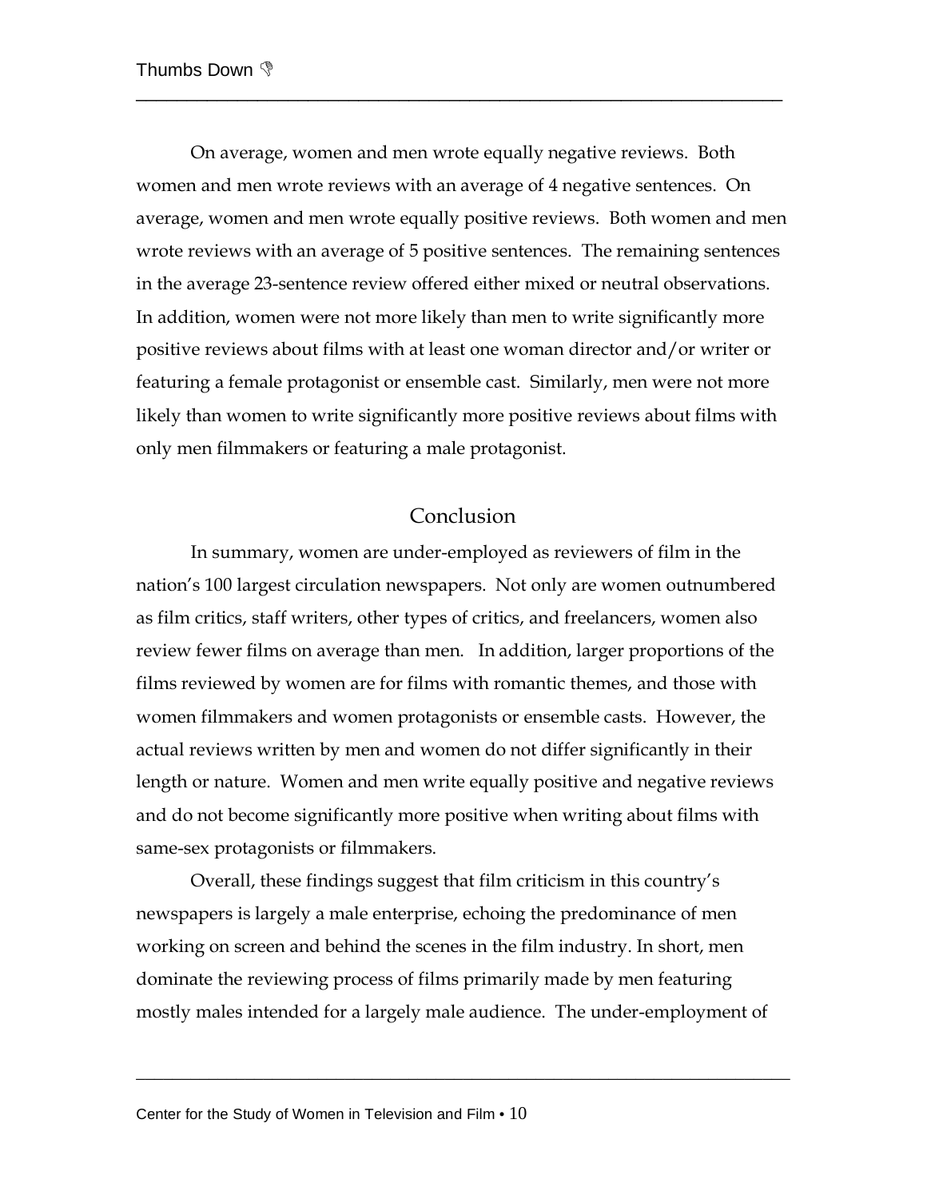On average, women and men wrote equally negative reviews. Both women and men wrote reviews with an average of 4 negative sentences. On average, women and men wrote equally positive reviews. Both women and men wrote reviews with an average of 5 positive sentences. The remaining sentences in the average 23-sentence review offered either mixed or neutral observations. In addition, women were not more likely than men to write significantly more positive reviews about films with at least one woman director and/or writer or featuring a female protagonist or ensemble cast. Similarly, men were not more likely than women to write significantly more positive reviews about films with only men filmmakers or featuring a male protagonist.

## Conclusion

In summary, women are under-employed as reviewers of film in the nation's 100 largest circulation newspapers. Not only are women outnumbered as film critics, staff writers, other types of critics, and freelancers, women also review fewer films on average than men. In addition, larger proportions of the films reviewed by women are for films with romantic themes, and those with women filmmakers and women protagonists or ensemble casts. However, the actual reviews written by men and women do not differ significantly in their length or nature. Women and men write equally positive and negative reviews and do not become significantly more positive when writing about films with same-sex protagonists or filmmakers.

Overall, these findings suggest that film criticism in this country's newspapers is largely a male enterprise, echoing the predominance of men working on screen and behind the scenes in the film industry. In short, men dominate the reviewing process of films primarily made by men featuring mostly males intended for a largely male audience. The under-employment of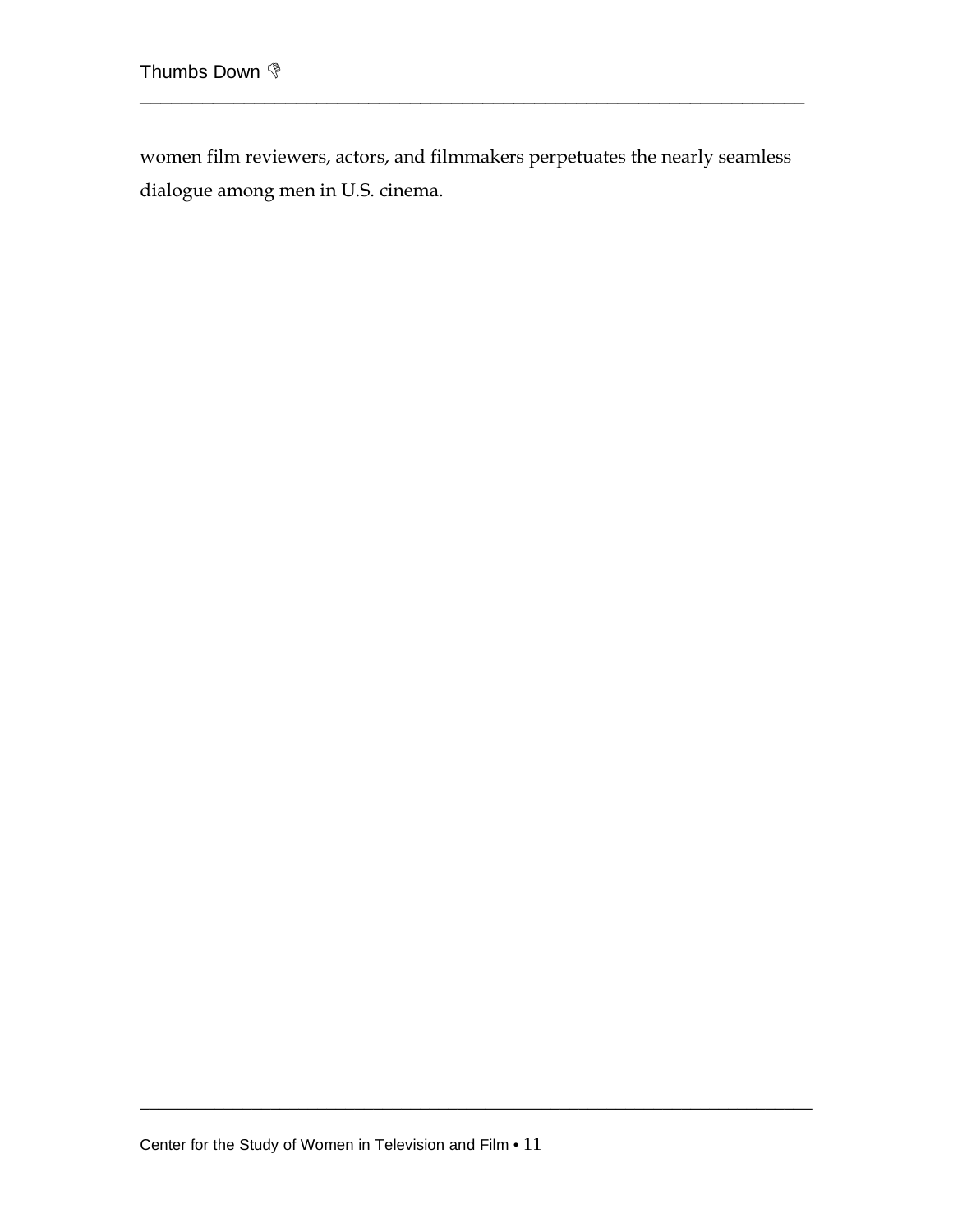women film reviewers, actors, and filmmakers perpetuates the nearly seamless dialogue among men in U.S. cinema.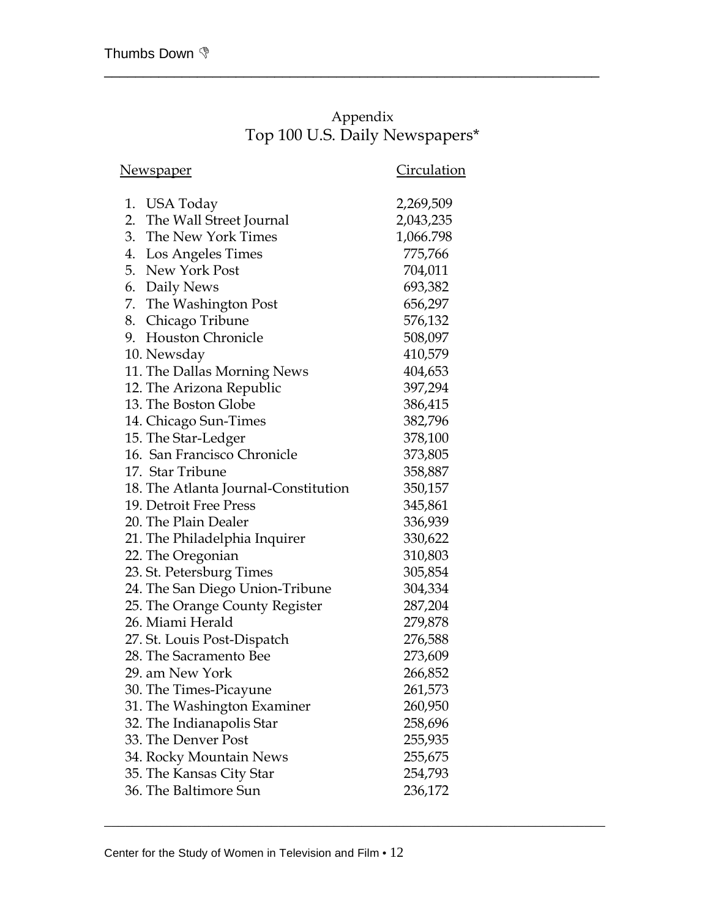## Appendix
## Top 100 U.S. Daily Newspapers*

| Newspaper | Circulation |
|---|---|
| 1. USA Today | 2,269,509 |
| 2. The Wall Street Journal | 2,043,235 |
| 3. The New York Times | 1,066.798 |
| 4. Los Angeles Times | 775,766 |
| 5. New York Post | 704,011 |
| 6. Daily News | 693,382 |
| 7. The Washington Post | 656,297 |
| 8. Chicago Tribune | 576,132 |
| 9. Houston Chronicle | 508,097 |
| 10. Newsday | 410,579 |
| 11. The Dallas Morning News | 404,653 |
| 12. The Arizona Republic | 397,294 |
| 13. The Boston Globe | 386,415 |
| 14. Chicago Sun-Times | 382,796 |
| 15. The Star-Ledger | 378,100 |
| 16. San Francisco Chronicle | 373,805 |
| 17. Star Tribune | 358,887 |
| 18. The Atlanta Journal-Constitution | 350,157 |
| 19. Detroit Free Press | 345,861 |
| 20. The Plain Dealer | 336,939 |
| 21. The Philadelphia Inquirer | 330,622 |
| 22. The Oregonian | 310,803 |
| 23. St. Petersburg Times | 305,854 |
| 24. The San Diego Union-Tribune | 304,334 |
| 25. The Orange County Register | 287,204 |
| 26. Miami Herald | 279,878 |
| 27. St. Louis Post-Dispatch | 276,588 |
| 28. The Sacramento Bee | 273,609 |
| 29. am New York | 266,852 |
| 30. The Times-Picayune | 261,573 |
| 31. The Washington Examiner | 260,950 |
| 32. The Indianapolis Star | 258,696 |
| 33. The Denver Post | 255,935 |
| 34. Rocky Mountain News | 255,675 |
| 35. The Kansas City Star | 254,793 |
| 36. The Baltimore Sun | 236,172 |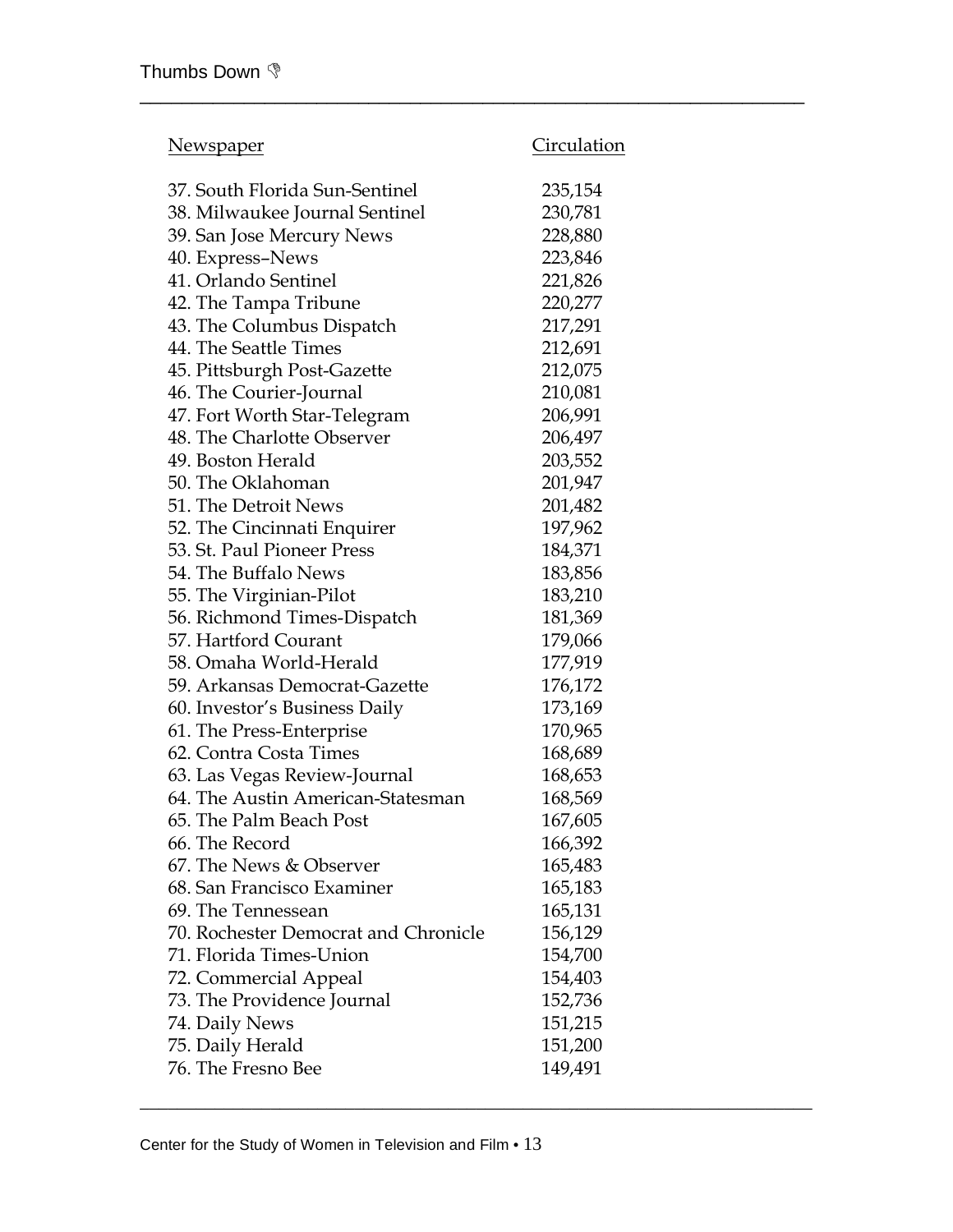| Newspaper | Circulation |
| --- | --- |
| 37. South Florida Sun-Sentinel | 235,154 |
| 38. Milwaukee Journal Sentinel | 230,781 |
| 39. San Jose Mercury News | 228,880 |
| 40. Express–News | 223,846 |
| 41. Orlando Sentinel | 221,826 |
| 42. The Tampa Tribune | 220,277 |
| 43. The Columbus Dispatch | 217,291 |
| 44. The Seattle Times | 212,691 |
| 45. Pittsburgh Post-Gazette | 212,075 |
| 46. The Courier-Journal | 210,081 |
| 47. Fort Worth Star-Telegram | 206,991 |
| 48. The Charlotte Observer | 206,497 |
| 49. Boston Herald | 203,552 |
| 50. The Oklahoman | 201,947 |
| 51. The Detroit News | 201,482 |
| 52. The Cincinnati Enquirer | 197,962 |
| 53. St. Paul Pioneer Press | 184,371 |
| 54. The Buffalo News | 183,856 |
| 55. The Virginian-Pilot | 183,210 |
| 56. Richmond Times-Dispatch | 181,369 |
| 57. Hartford Courant | 179,066 |
| 58. Omaha World-Herald | 177,919 |
| 59. Arkansas Democrat-Gazette | 176,172 |
| 60. Investor's Business Daily | 173,169 |
| 61. The Press-Enterprise | 170,965 |
| 62. Contra Costa Times | 168,689 |
| 63. Las Vegas Review-Journal | 168,653 |
| 64. The Austin American-Statesman | 168,569 |
| 65. The Palm Beach Post | 167,605 |
| 66. The Record | 166,392 |
| 67. The News & Observer | 165,483 |
| 68. San Francisco Examiner | 165,183 |
| 69. The Tennessean | 165,131 |
| 70. Rochester Democrat and Chronicle | 156,129 |
| 71. Florida Times-Union | 154,700 |
| 72. Commercial Appeal | 154,403 |
| 73. The Providence Journal | 152,736 |
| 74. Daily News | 151,215 |
| 75. Daily Herald | 151,200 |
| 76. The Fresno Bee | 149,491 |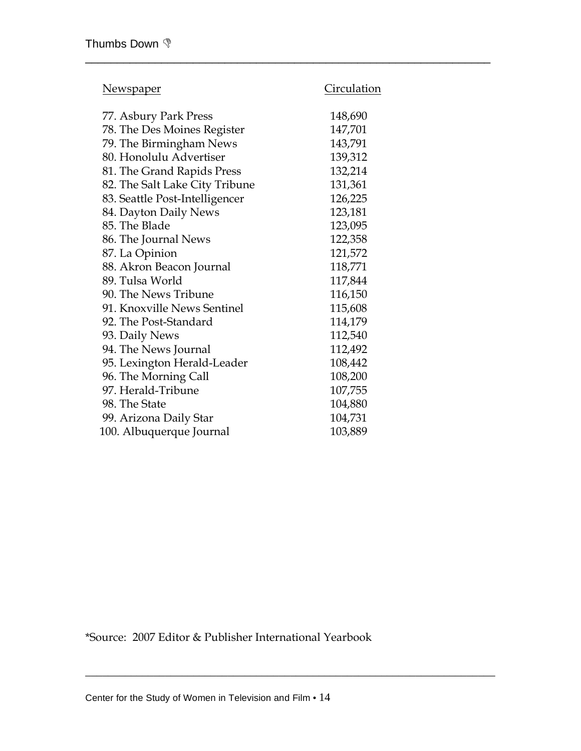| Newspaper | Circulation |
|---|---|
| 77. Asbury Park Press | 148,690 |
| 78. The Des Moines Register | 147,701 |
| 79. The Birmingham News | 143,791 |
| 80. Honolulu Advertiser | 139,312 |
| 81. The Grand Rapids Press | 132,214 |
| 82. The Salt Lake City Tribune | 131,361 |
| 83. Seattle Post-Intelligencer | 126,225 |
| 84. Dayton Daily News | 123,181 |
| 85. The Blade | 123,095 |
| 86. The Journal News | 122,358 |
| 87. La Opinion | 121,572 |
| 88. Akron Beacon Journal | 118,771 |
| 89. Tulsa World | 117,844 |
| 90. The News Tribune | 116,150 |
| 91. Knoxville News Sentinel | 115,608 |
| 92. The Post-Standard | 114,179 |
| 93. Daily News | 112,540 |
| 94. The News Journal | 112,492 |
| 95. Lexington Herald-Leader | 108,442 |
| 96. The Morning Call | 108,200 |
| 97. Herald-Tribune | 107,755 |
| 98. The State | 104,880 |
| 99. Arizona Daily Star | 104,731 |
| 100. Albuquerque Journal | 103,889 |

*Source: 2007 Editor & Publisher International Yearbook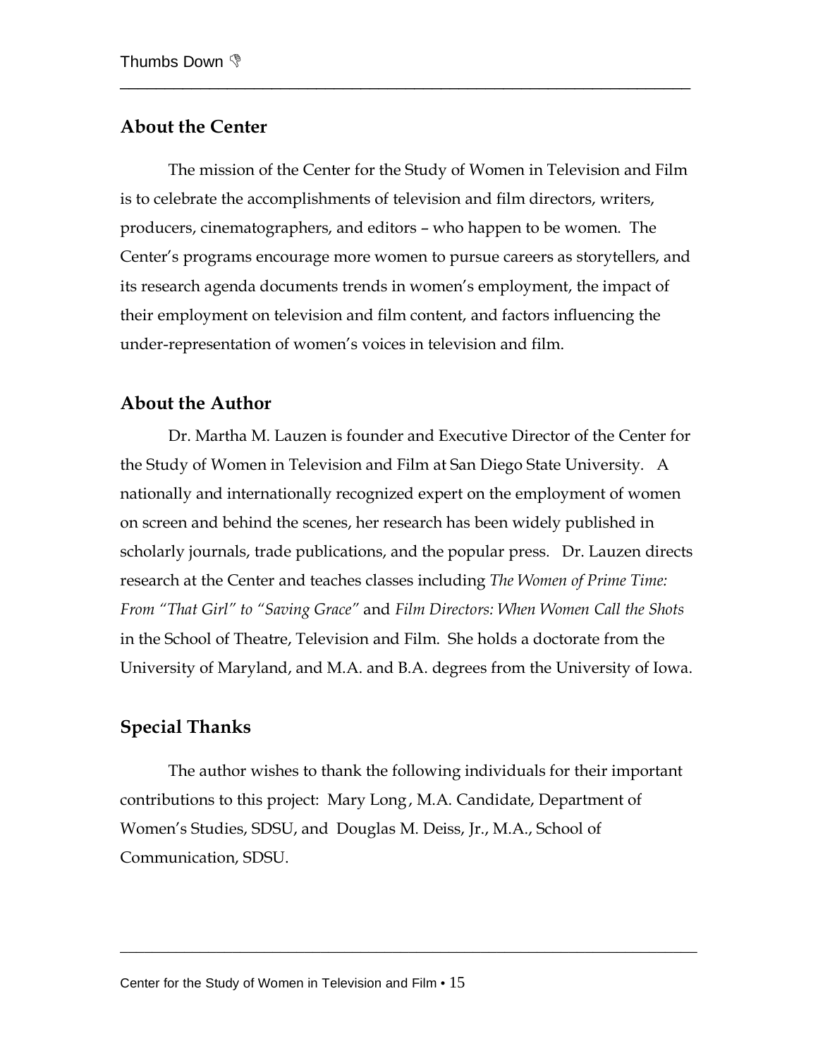## About the Center

The mission of the Center for the Study of Women in Television and Film is to celebrate the accomplishments of television and film directors, writers, producers, cinematographers, and editors – who happen to be women. The Center's programs encourage more women to pursue careers as storytellers, and its research agenda documents trends in women's employment, the impact of their employment on television and film content, and factors influencing the under-representation of women's voices in television and film.

## About the Author

Dr. Martha M. Lauzen is founder and Executive Director of the Center for the Study of Women in Television and Film at San Diego State University. A nationally and internationally recognized expert on the employment of women on screen and behind the scenes, her research has been widely published in scholarly journals, trade publications, and the popular press. Dr. Lauzen directs research at the Center and teaches classes including *The Women of Prime Time: From "That Girl" to "Saving Grace"* and *Film Directors: When Women Call the Shots* in the School of Theatre, Television and Film. She holds a doctorate from the University of Maryland, and M.A. and B.A. degrees from the University of Iowa.

## Special Thanks

The author wishes to thank the following individuals for their important contributions to this project: Mary Long, M.A. Candidate, Department of Women's Studies, SDSU, and Douglas M. Deiss, Jr., M.A., School of Communication, SDSU.